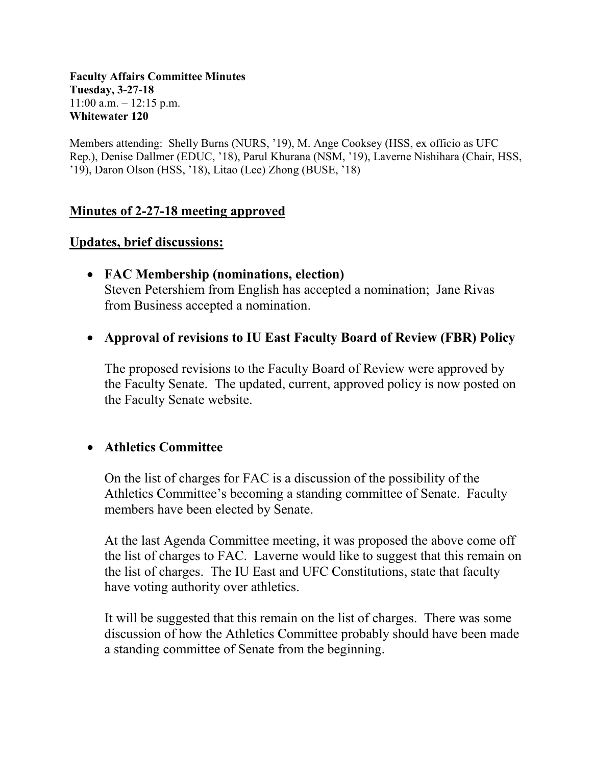**Faculty Affairs Committee Minutes**
**Tuesday, 3-27-18**
11:00 a.m. – 12:15 p.m.
**Whitewater 120**

Members attending: Shelly Burns (NURS, '19), M. Ange Cooksey (HSS, ex officio as UFC Rep.), Denise Dallmer (EDUC, '18), Parul Khurana (NSM, '19), Laverne Nishihara (Chair, HSS, '19), Daron Olson (HSS, '18), Litao (Lee) Zhong (BUSE, '18)

## Minutes of 2-27-18 meeting approved

## Updates, brief discussions:

- **FAC Membership (nominations, election)**
  Steven Petershiem from English has accepted a nomination; Jane Rivas from Business accepted a nomination.

- **Approval of revisions to IU East Faculty Board of Review (FBR) Policy**

  The proposed revisions to the Faculty Board of Review were approved by the Faculty Senate. The updated, current, approved policy is now posted on the Faculty Senate website.

- **Athletics Committee**

  On the list of charges for FAC is a discussion of the possibility of the Athletics Committee's becoming a standing committee of Senate. Faculty members have been elected by Senate.

  At the last Agenda Committee meeting, it was proposed the above come off the list of charges to FAC. Laverne would like to suggest that this remain on the list of charges. The IU East and UFC Constitutions, state that faculty have voting authority over athletics.

  It will be suggested that this remain on the list of charges. There was some discussion of how the Athletics Committee probably should have been made a standing committee of Senate from the beginning.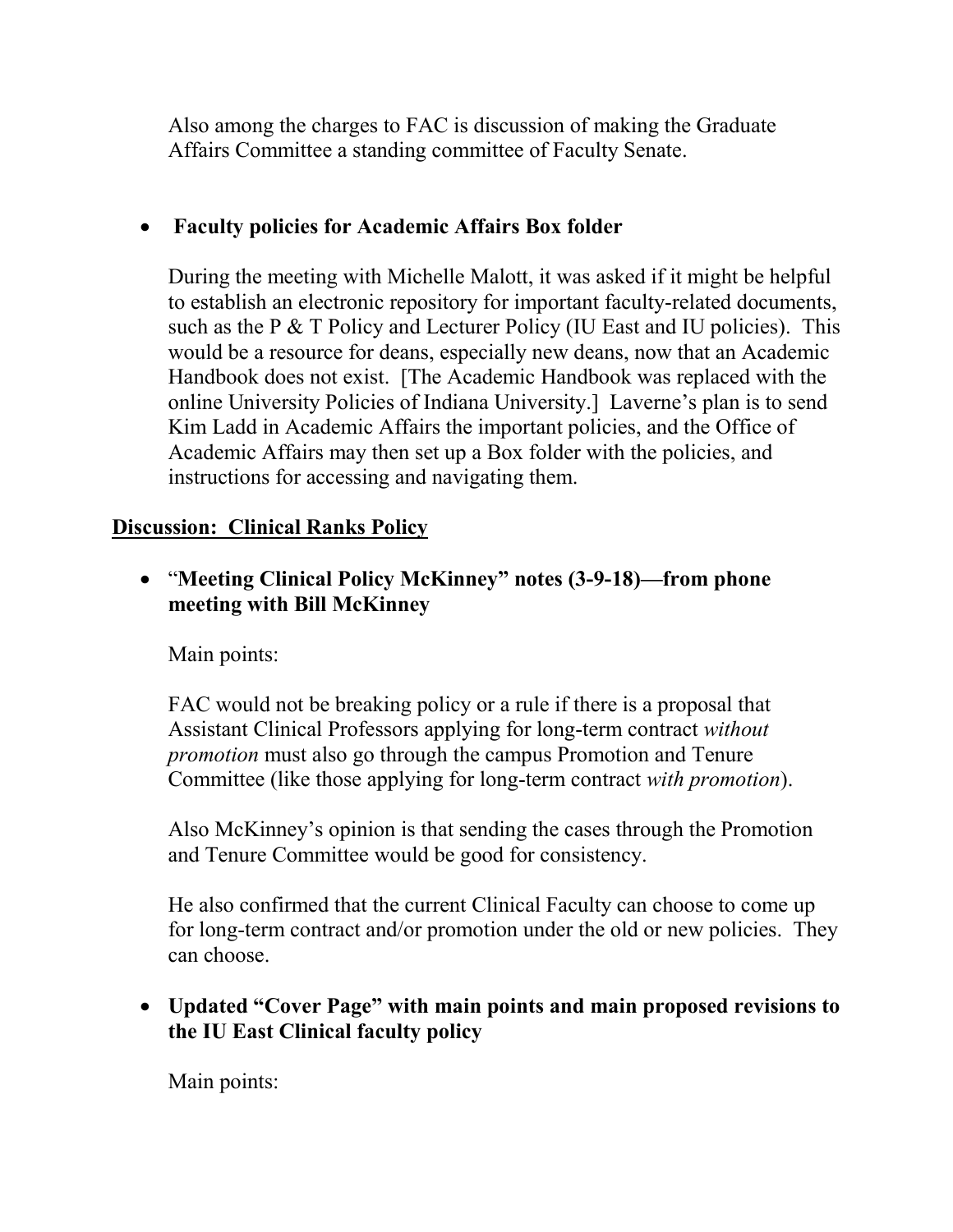Also among the charges to FAC is discussion of making the Graduate Affairs Committee a standing committee of Faculty Senate.

- **Faculty policies for Academic Affairs Box folder**

  During the meeting with Michelle Malott, it was asked if it might be helpful to establish an electronic repository for important faculty-related documents, such as the P & T Policy and Lecturer Policy (IU East and IU policies). This would be a resource for deans, especially new deans, now that an Academic Handbook does not exist. [The Academic Handbook was replaced with the online University Policies of Indiana University.] Laverne's plan is to send Kim Ladd in Academic Affairs the important policies, and the Office of Academic Affairs may then set up a Box folder with the policies, and instructions for accessing and navigating them.

## <u>Discussion: Clinical Ranks Policy</u>

- "**Meeting Clinical Policy McKinney" notes (3-9-18)—from phone meeting with Bill McKinney**

  Main points:

  FAC would not be breaking policy or a rule if there is a proposal that Assistant Clinical Professors applying for long-term contract *without promotion* must also go through the campus Promotion and Tenure Committee (like those applying for long-term contract *with promotion*).

  Also McKinney's opinion is that sending the cases through the Promotion and Tenure Committee would be good for consistency.

  He also confirmed that the current Clinical Faculty can choose to come up for long-term contract and/or promotion under the old or new policies. They can choose.

- **Updated "Cover Page" with main points and main proposed revisions to the IU East Clinical faculty policy**

  Main points: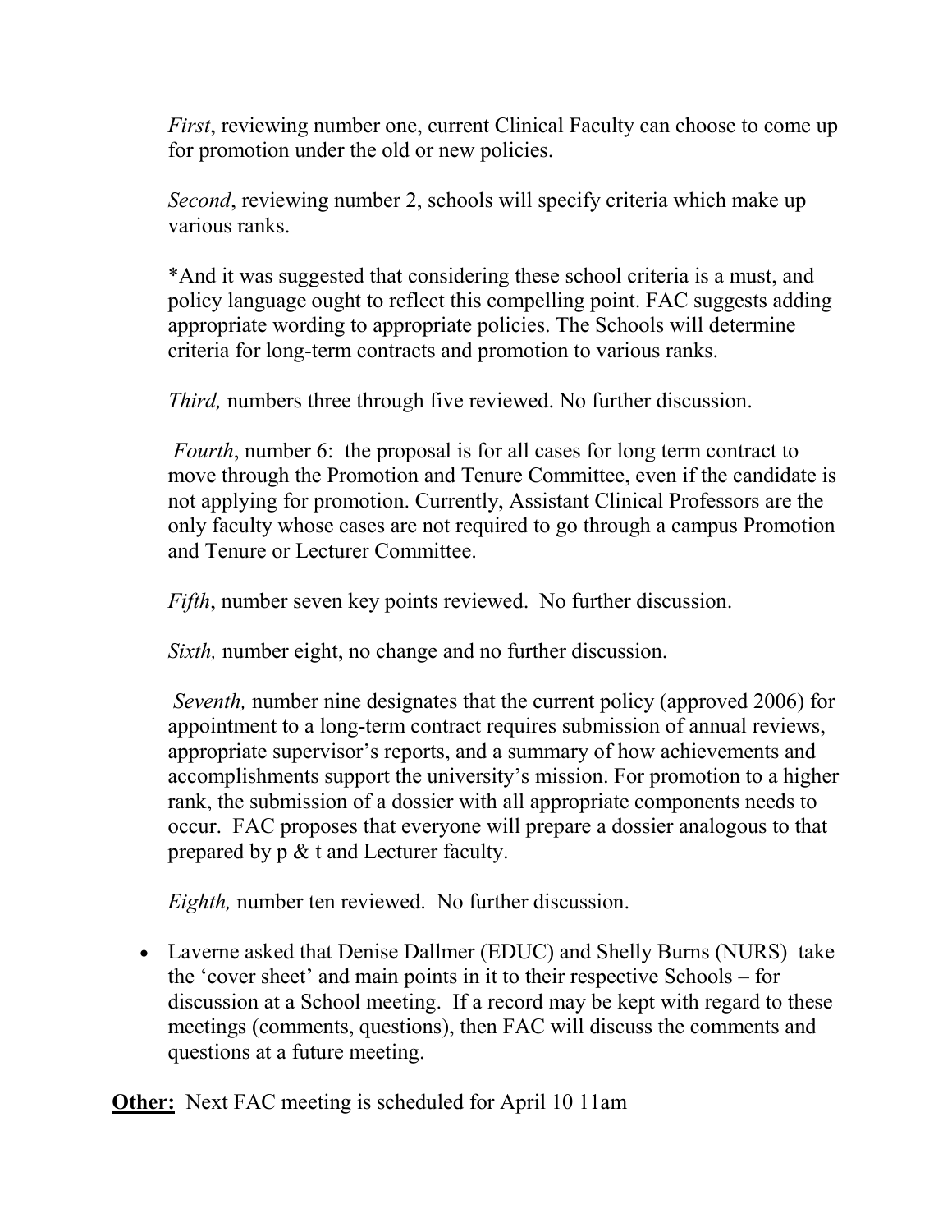*First*, reviewing number one, current Clinical Faculty can choose to come up for promotion under the old or new policies.

*Second*, reviewing number 2, schools will specify criteria which make up various ranks.

*And it was suggested that considering these school criteria is a must, and policy language ought to reflect this compelling point. FAC suggests adding appropriate wording to appropriate policies. The Schools will determine criteria for long-term contracts and promotion to various ranks.

*Third,* numbers three through five reviewed. No further discussion.

*Fourth*, number 6: the proposal is for all cases for long term contract to move through the Promotion and Tenure Committee, even if the candidate is not applying for promotion. Currently, Assistant Clinical Professors are the only faculty whose cases are not required to go through a campus Promotion and Tenure or Lecturer Committee.

*Fifth*, number seven key points reviewed. No further discussion.

*Sixth,* number eight, no change and no further discussion.

*Seventh,* number nine designates that the current policy (approved 2006) for appointment to a long-term contract requires submission of annual reviews, appropriate supervisor's reports, and a summary of how achievements and accomplishments support the university's mission. For promotion to a higher rank, the submission of a dossier with all appropriate components needs to occur. FAC proposes that everyone will prepare a dossier analogous to that prepared by p & t and Lecturer faculty.

*Eighth,* number ten reviewed. No further discussion.

- Laverne asked that Denise Dallmer (EDUC) and Shelly Burns (NURS) take the 'cover sheet' and main points in it to their respective Schools – for discussion at a School meeting. If a record may be kept with regard to these meetings (comments, questions), then FAC will discuss the comments and questions at a future meeting.

**Other:** Next FAC meeting is scheduled for April 10 11am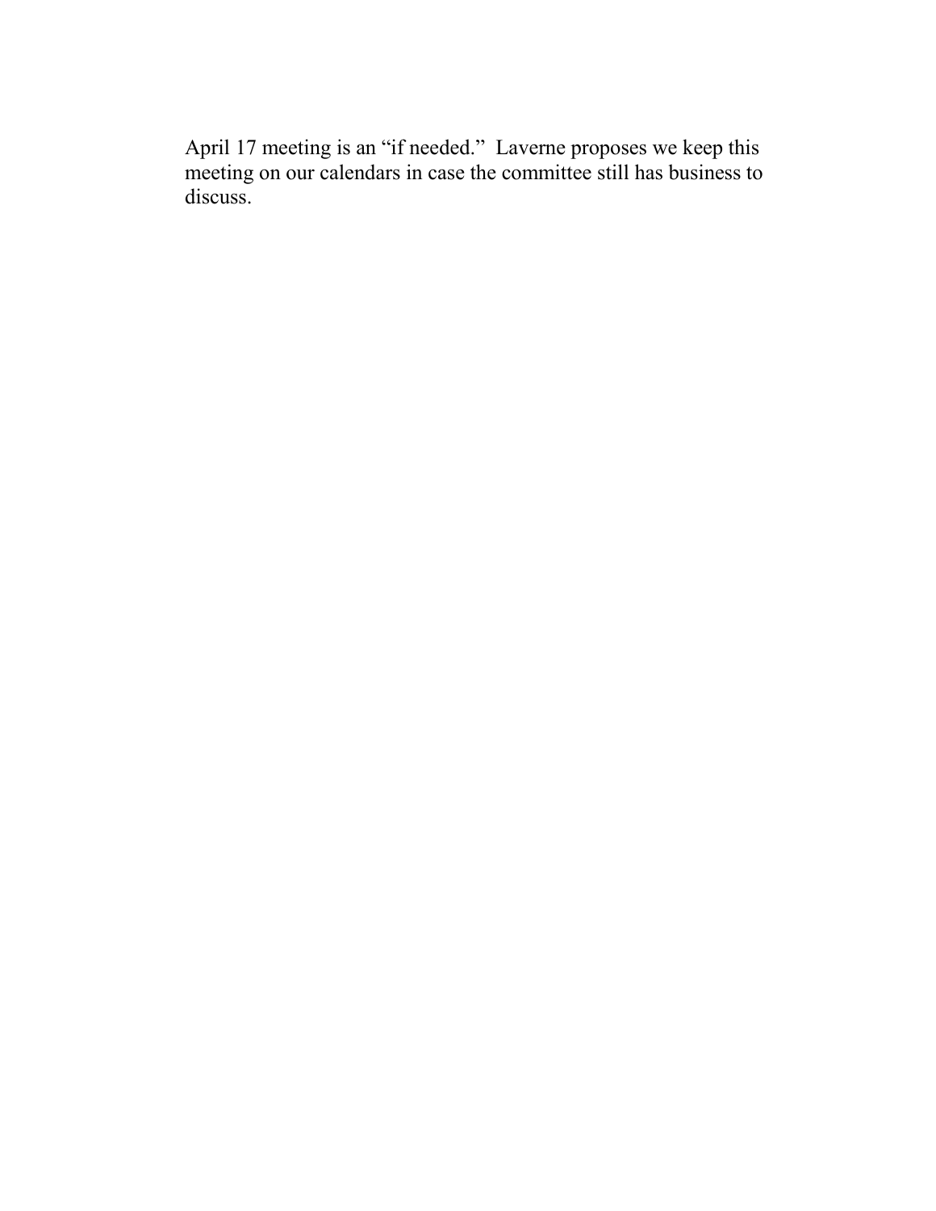April 17 meeting is an "if needed." Laverne proposes we keep this meeting on our calendars in case the committee still has business to discuss.